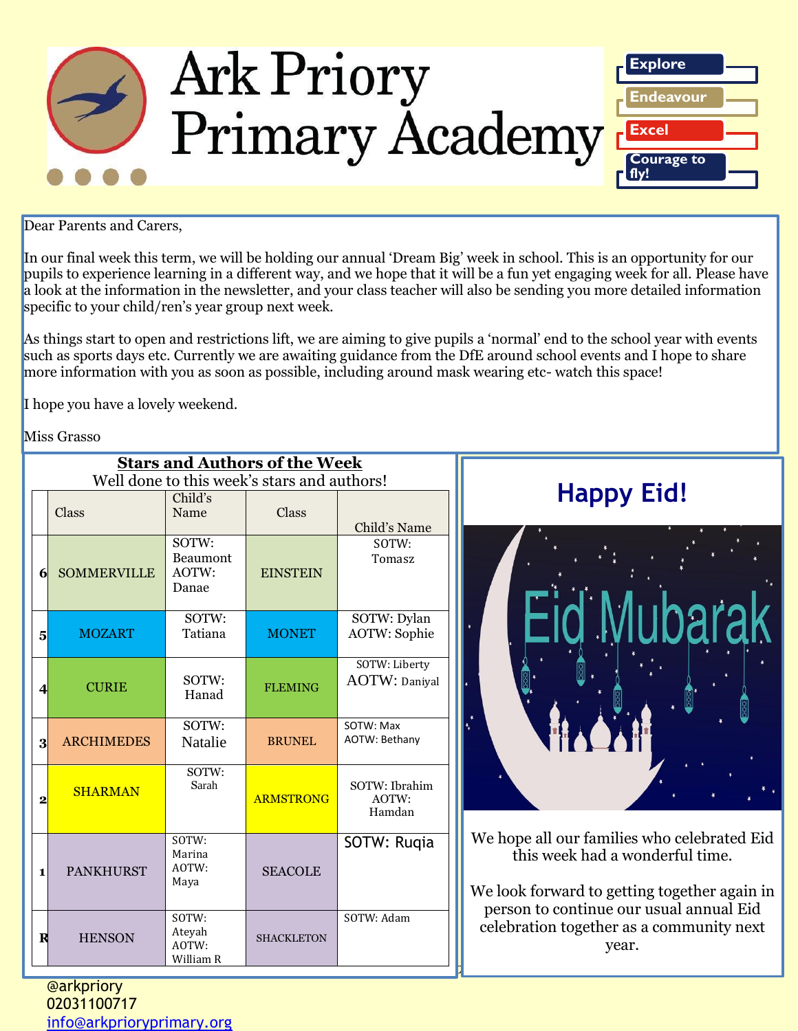# Ark Priory Primary Academy

**Explore**
**Endeavour**
**Excel**
**Courage to fly!**

Dear Parents and Carers,

In our final week this term, we will be holding our annual 'Dream Big' week in school. This is an opportunity for our pupils to experience learning in a different way, and we hope that it will be a fun yet engaging week for all. Please have a look at the information in the newsletter, and your class teacher will also be sending you more detailed information specific to your child/ren's year group next week.

As things start to open and restrictions lift, we are aiming to give pupils a 'normal' end to the school year with events such as sports days etc. Currently we are awaiting guidance from the DfE around school events and I hope to share more information with you as soon as possible, including around mask wearing etc- watch this space!

I hope you have a lovely weekend.

Miss Grasso

## Stars and Authors of the Week

Well done to this week's stars and authors!

| | Class | Child's Name | Class | Child's Name |
|---|---|---|---|---|
| 6 | SOMMERVILLE | SOTW: Beaumont AOTW: Danae | EINSTEIN | SOTW: Tomasz |
| 5 | MOZART | SOTW: Tatiana | MONET | SOTW: Dylan AOTW: Sophie |
| 4 | CURIE | SOTW: Hanad | FLEMING | SOTW: Liberty AOTW: Daniyal |
| 3 | ARCHIMEDES | SOTW: Natalie | BRUNEL | SOTW: Max AOTW: Bethany |
| 2 | SHARMAN | SOTW: Sarah | ARMSTRONG | SOTW: Ibrahim AOTW: Hamdan |
| 1 | PANKHURST | SOTW: Marina AOTW: Maya | SEACOLE | SOTW: Ruqia |
| R | HENSON | SOTW: Ateyah AOTW: William R | SHACKLETON | SOTW: Adam |

## Happy Eid!

Eid Mubarak

We hope all our families who celebrated Eid this week had a wonderful time.

We look forward to getting together again in person to continue our usual annual Eid celebration together as a community next year.

@arkpriory
02031100717
info@arkprioryprimary.org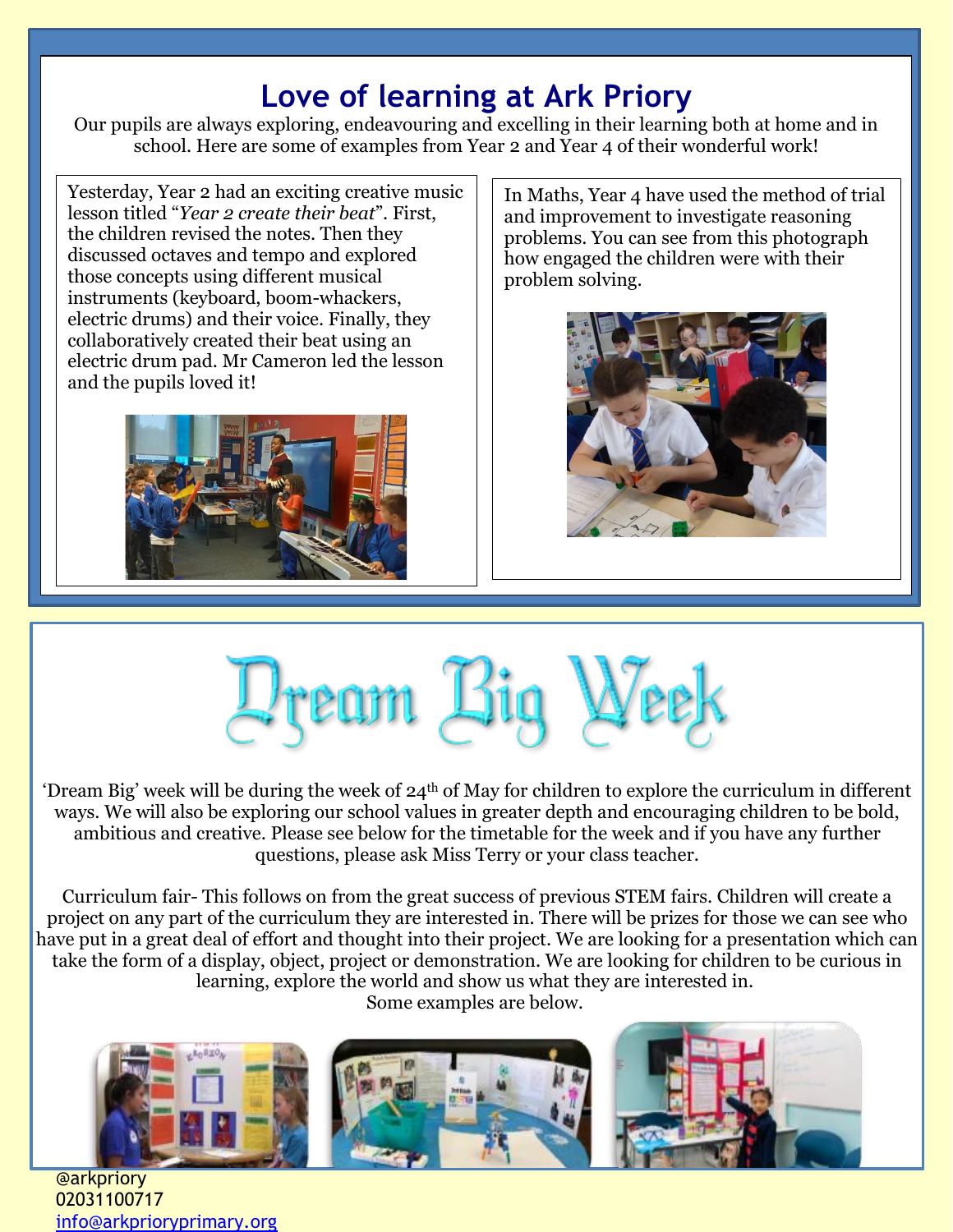# Love of learning at Ark Priory

Our pupils are always exploring, endeavouring and excelling in their learning both at home and in school. Here are some of examples from Year 2 and Year 4 of their wonderful work!

Yesterday, Year 2 had an exciting creative music lesson titled "*Year 2 create their beat*". First, the children revised the notes. Then they discussed octaves and tempo and explored those concepts using different musical instruments (keyboard, boom-whackers, electric drums) and their voice. Finally, they collaboratively created their beat using an electric drum pad. Mr Cameron led the lesson and the pupils loved it!

In Maths, Year 4 have used the method of trial and improvement to investigate reasoning problems. You can see from this photograph how engaged the children were with their problem solving.

# Dream Big Week

'Dream Big' week will be during the week of 24th of May for children to explore the curriculum in different ways. We will also be exploring our school values in greater depth and encouraging children to be bold, ambitious and creative. Please see below for the timetable for the week and if you have any further questions, please ask Miss Terry or your class teacher.

Curriculum fair- This follows on from the great success of previous STEM fairs. Children will create a project on any part of the curriculum they are interested in. There will be prizes for those we can see who have put in a great deal of effort and thought into their project. We are looking for a presentation which can take the form of a display, object, project or demonstration. We are looking for children to be curious in learning, explore the world and show us what they are interested in.

Some examples are below.

@arkpriory
02031100717
info@arkprioryprimary.org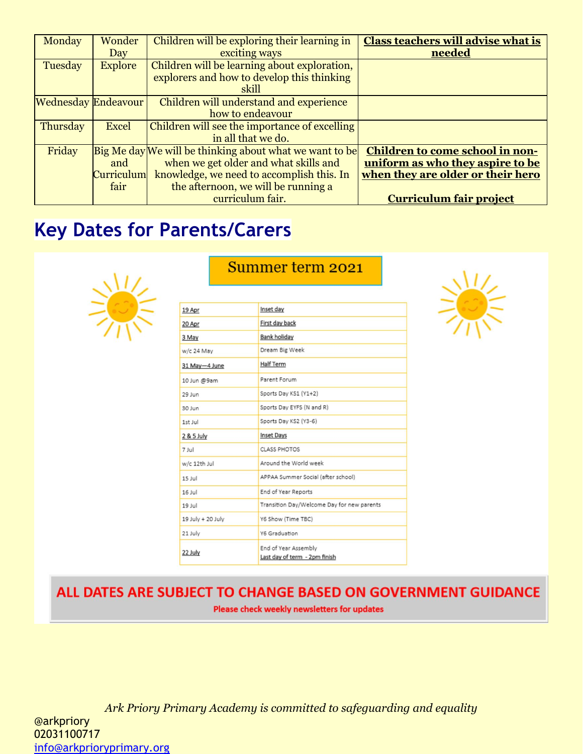| Monday | Wonder Day | Children will be exploring their learning in exciting ways | **Class teachers will advise what is needed** |
|---|---|---|---|
| Tuesday | Explore | Children will be learning about exploration, explorers and how to develop this thinking skill | |
| Wednesday | Endeavour | Children will understand and experience how to endeavour | |
| Thursday | Excel | Children will see the importance of excelling in all that we do. | |
| Friday | Big Me day and Curriculum fair | We will be thinking about what we want to be when we get older and what skills and knowledge, we need to accomplish this. In the afternoon, we will be running a curriculum fair. | **Children to come school in non-uniform as who they aspire to be when they are older or their hero**<br><br>**Curriculum fair project** |

## Key Dates for Parents/Carers

### Summer term 2021

| 19 Apr | Inset day |
|---|---|
| 20 Apr | First day back |
| 3 May | Bank holiday |
| w/c 24 May | Dream Big Week |
| 31 May—4 June | Half Term |
| 10 Jun @9am | Parent Forum |
| 29 Jun | Sports Day KS1 (Y1+2) |
| 30 Jun | Sports Day EYFS (N and R) |
| 1st Jul | Sports Day KS2 (Y3-6) |
| 2 & 5 July | Inset Days |
| 7 Jul | CLASS PHOTOS |
| w/c 12th Jul | Around the World week |
| 15 Jul | APPAA Summer Social (after school) |
| 16 Jul | End of Year Reports |
| 19 Jul | Transition Day/Welcome Day for new parents |
| 19 July + 20 July | Y6 Show (Time TBC) |
| 21 July | Y6 Graduation |
| 22 July | End of Year Assembly<br>Last day of term - 2pm finish |

**ALL DATES ARE SUBJECT TO CHANGE BASED ON GOVERNMENT GUIDANCE**

Please check weekly newsletters for updates

*Ark Priory Primary Academy is committed to safeguarding and equality*

@arkpriory
02031100717
info@arkprioryprimary.org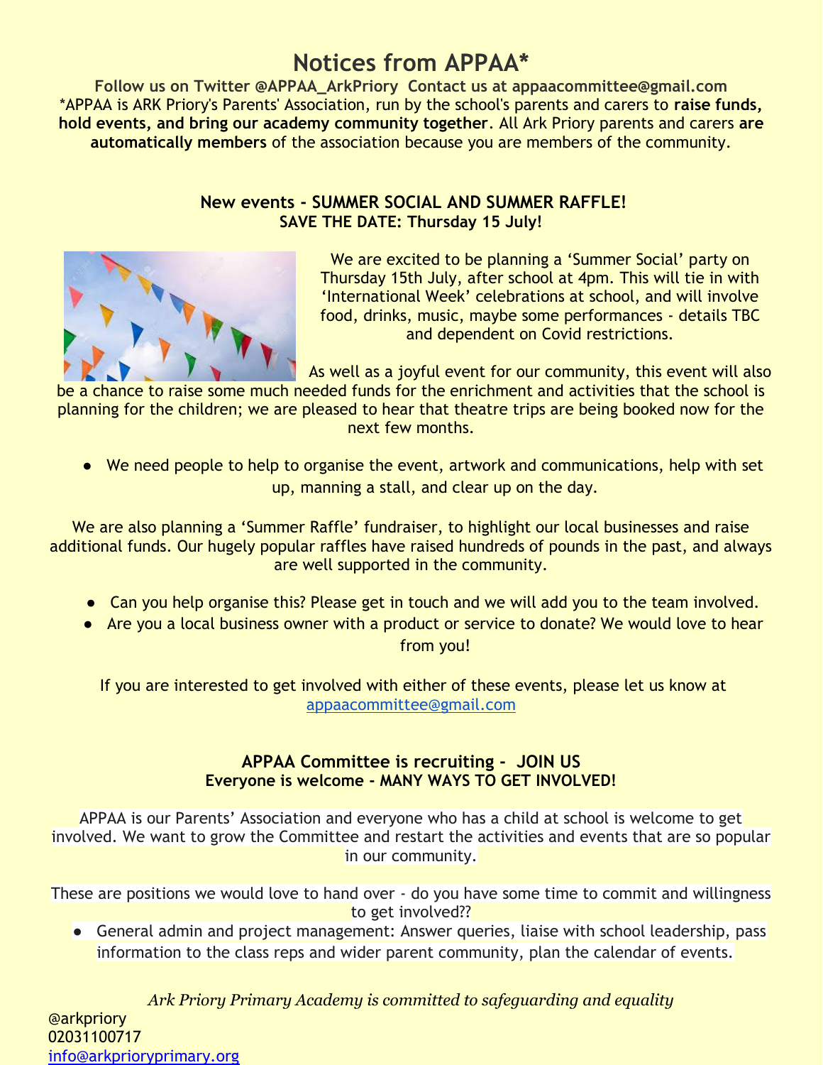# Notices from APPAA*

**Follow us on Twitter @APPAA_ArkPriory  Contact us at appaacommittee@gmail.com**

*APPAA is ARK Priory's Parents' Association, run by the school's parents and carers to **raise funds, hold events, and bring our academy community together**. All Ark Priory parents and carers **are automatically members** of the association because you are members of the community.

### New events - SUMMER SOCIAL AND SUMMER RAFFLE!
### SAVE THE DATE: Thursday 15 July!

We are excited to be planning a 'Summer Social' party on Thursday 15th July, after school at 4pm. This will tie in with 'International Week' celebrations at school, and will involve food, drinks, music, maybe some performances - details TBC and dependent on Covid restrictions.

As well as a joyful event for our community, this event will also be a chance to raise some much needed funds for the enrichment and activities that the school is planning for the children; we are pleased to hear that theatre trips are being booked now for the next few months.

- We need people to help to organise the event, artwork and communications, help with set up, manning a stall, and clear up on the day.

We are also planning a 'Summer Raffle' fundraiser, to highlight our local businesses and raise additional funds. Our hugely popular raffles have raised hundreds of pounds in the past, and always are well supported in the community.

- Can you help organise this? Please get in touch and we will add you to the team involved.
- Are you a local business owner with a product or service to donate? We would love to hear from you!

If you are interested to get involved with either of these events, please let us know at appaacommittee@gmail.com

### APPAA Committee is recruiting - JOIN US
### Everyone is welcome - MANY WAYS TO GET INVOLVED!

APPAA is our Parents' Association and everyone who has a child at school is welcome to get involved. We want to grow the Committee and restart the activities and events that are so popular in our community.

These are positions we would love to hand over - do you have some time to commit and willingness to get involved??

- General admin and project management: Answer queries, liaise with school leadership, pass information to the class reps and wider parent community, plan the calendar of events.

*Ark Priory Primary Academy is committed to safeguarding and equality*

@arkpriory
02031100717
info@arkprioryprimary.org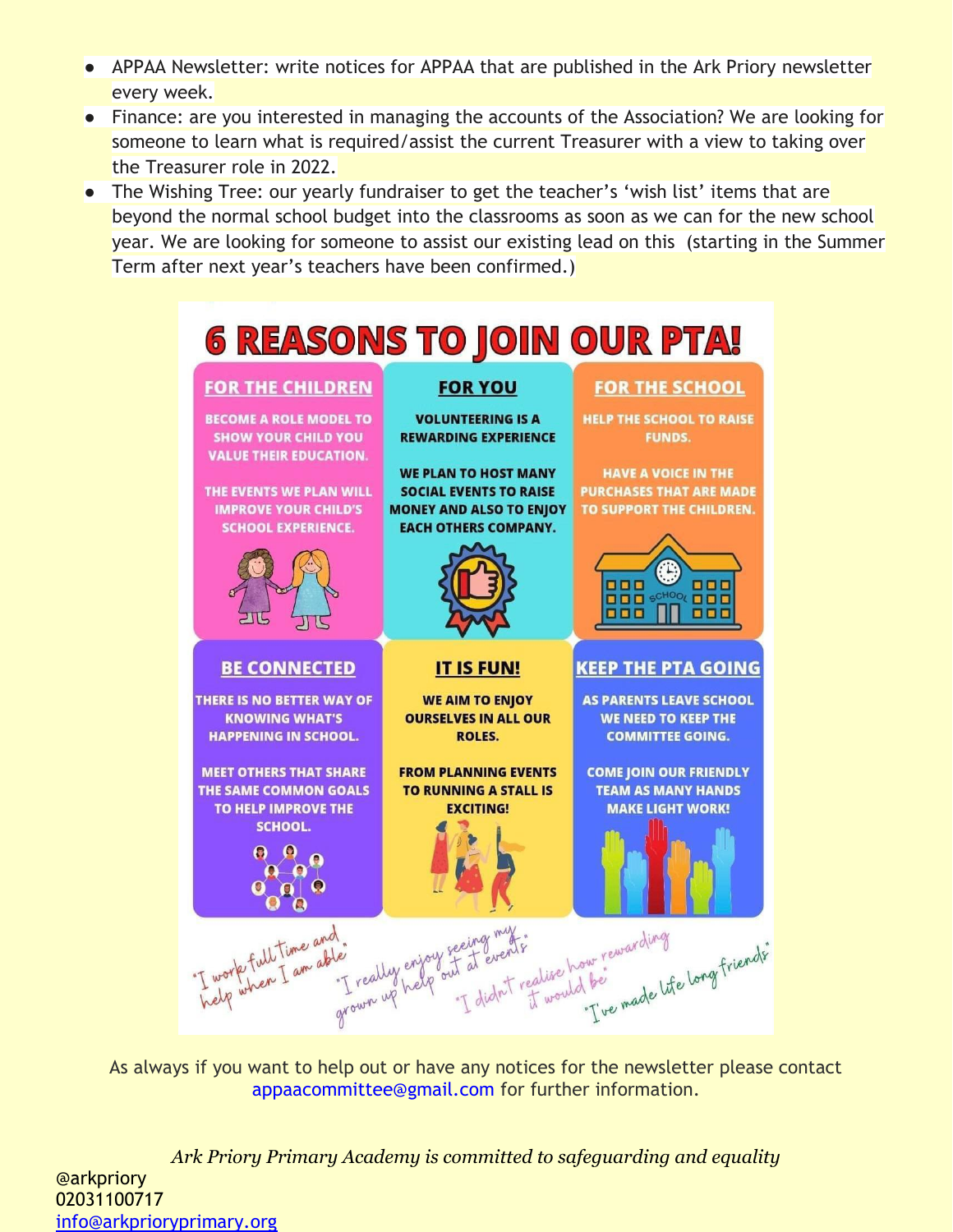- APPAA Newsletter: write notices for APPAA that are published in the Ark Priory newsletter every week.
- Finance: are you interested in managing the accounts of the Association? We are looking for someone to learn what is required/assist the current Treasurer with a view to taking over the Treasurer role in 2022.
- The Wishing Tree: our yearly fundraiser to get the teacher's 'wish list' items that are beyond the normal school budget into the classrooms as soon as we can for the new school year. We are looking for someone to assist our existing lead on this (starting in the Summer Term after next year's teachers have been confirmed.)

# 6 REASONS TO JOIN OUR PTA!

**FOR THE CHILDREN**

BECOME A ROLE MODEL TO SHOW YOUR CHILD YOU VALUE THEIR EDUCATION.

THE EVENTS WE PLAN WILL IMPROVE YOUR CHILD'S SCHOOL EXPERIENCE.

**FOR YOU**

VOLUNTEERING IS A REWARDING EXPERIENCE

WE PLAN TO HOST MANY SOCIAL EVENTS TO RAISE MONEY AND ALSO TO ENJOY EACH OTHERS COMPANY.

**FOR THE SCHOOL**

HELP THE SCHOOL TO RAISE FUNDS.

HAVE A VOICE IN THE PURCHASES THAT ARE MADE TO SUPPORT THE CHILDREN.

**BE CONNECTED**

THERE IS NO BETTER WAY OF KNOWING WHAT'S HAPPENING IN SCHOOL.

MEET OTHERS THAT SHARE THE SAME COMMON GOALS TO HELP IMPROVE THE SCHOOL.

**IT IS FUN!**

WE AIM TO ENJOY OURSELVES IN ALL OUR ROLES.

FROM PLANNING EVENTS TO RUNNING A STALL IS EXCITING!

**KEEP THE PTA GOING**

AS PARENTS LEAVE SCHOOL WE NEED TO KEEP THE COMMITTEE GOING.

COME JOIN OUR FRIENDLY TEAM AS MANY HANDS MAKE LIGHT WORK!

"I work full time and help when I am able"

"I really enjoy seeing my grown up help out at events"

"I didn't realise how rewarding it would be"

"I've made life long friends"

As always if you want to help out or have any notices for the newsletter please contact appaacommittee@gmail.com for further information.

*Ark Priory Primary Academy is committed to safeguarding and equality*

@arkpriory
02031100717
info@arkprioryprimary.org